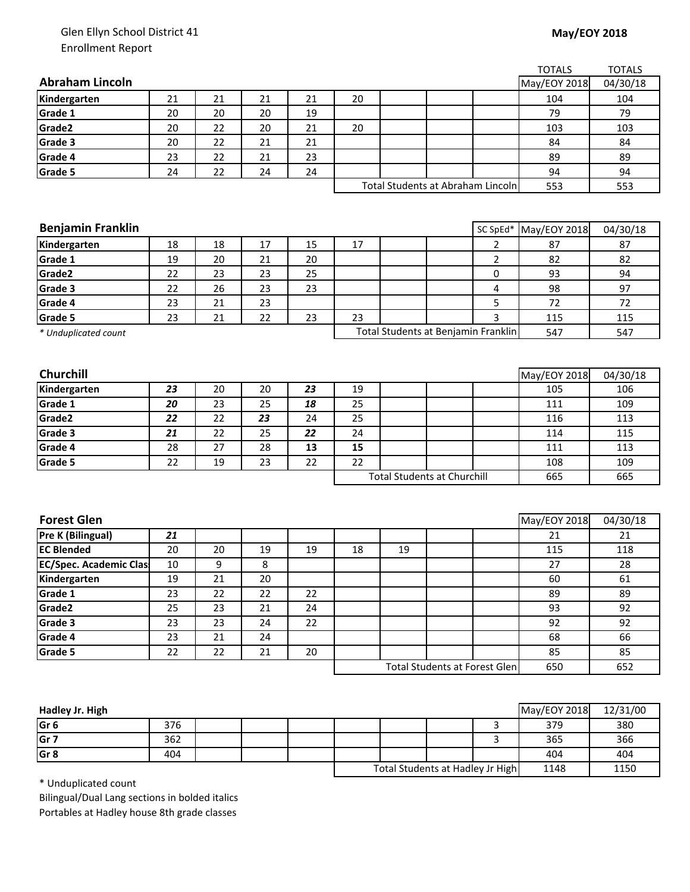Glen Ellyn School District 41
Enrollment Report

**May/EOY 2018**

| **Abraham Lincoln** | | | | | | | | | TOTALS May/EOY 2018 | TOTALS 04/30/18 |
|---|---|---|---|---|---|---|---|---|---|---|
| **Kindergarten** | 21 | 21 | 21 | 21 | 20 | | | | 104 | 104 |
| **Grade 1** | 20 | 20 | 20 | 19 | | | | | 79 | 79 |
| **Grade2** | 20 | 22 | 20 | 21 | 20 | | | | 103 | 103 |
| **Grade 3** | 20 | 22 | 21 | 21 | | | | | 84 | 84 |
| **Grade 4** | 23 | 22 | 21 | 23 | | | | | 89 | 89 |
| **Grade 5** | 24 | 22 | 24 | 24 | | | | | 94 | 94 |
| | | | | | Total Students at Abraham Lincoln | | | | 553 | 553 |

| **Benjamin Franklin** | | | | | | | | SC SpEd* | May/EOY 2018 | 04/30/18 |
|---|---|---|---|---|---|---|---|---|---|---|
| **Kindergarten** | 18 | 18 | 17 | 15 | 17 | | | 2 | 87 | 87 |
| **Grade 1** | 19 | 20 | 21 | 20 | | | | 2 | 82 | 82 |
| **Grade2** | 22 | 23 | 23 | 25 | | | | 0 | 93 | 94 |
| **Grade 3** | 22 | 26 | 23 | 23 | | | | 4 | 98 | 97 |
| **Grade 4** | 23 | 21 | 23 | | | | | 5 | 72 | 72 |
| **Grade 5** | 23 | 21 | 22 | 23 | 23 | | | 3 | 115 | 115 |
| *\* Unduplicated count* | | | | | Total Students at Benjamin Franklin | | | | 547 | 547 |

| **Churchill** | | | | | | | | | May/EOY 2018 | 04/30/18 |
|---|---|---|---|---|---|---|---|---|---|---|
| **Kindergarten** | ***23*** | 20 | 20 | ***23*** | 19 | | | | 105 | 106 |
| **Grade 1** | ***20*** | 23 | 25 | ***18*** | 25 | | | | 111 | 109 |
| **Grade2** | ***22*** | 22 | ***23*** | 24 | 25 | | | | 116 | 113 |
| **Grade 3** | ***21*** | 22 | 25 | ***22*** | 24 | | | | 114 | 115 |
| **Grade 4** | 28 | 27 | 28 | **13** | **15** | | | | 111 | 113 |
| **Grade 5** | 22 | 19 | 23 | 22 | 22 | | | | 108 | 109 |
| | | | | | Total Students at Churchill | | | | 665 | 665 |

| **Forest Glen** | | | | | | | | | May/EOY 2018 | 04/30/18 |
|---|---|---|---|---|---|---|---|---|---|---|
| **Pre K (Bilingual)** | ***21*** | | | | | | | | 21 | 21 |
| **EC Blended** | 20 | 20 | 19 | 19 | 18 | 19 | | | 115 | 118 |
| **EC/Spec. Academic Clas** | 10 | 9 | 8 | | | | | | 27 | 28 |
| **Kindergarten** | 19 | 21 | 20 | | | | | | 60 | 61 |
| **Grade 1** | 23 | 22 | 22 | 22 | | | | | 89 | 89 |
| **Grade2** | 25 | 23 | 21 | 24 | | | | | 93 | 92 |
| **Grade 3** | 23 | 23 | 24 | 22 | | | | | 92 | 92 |
| **Grade 4** | 23 | 21 | 24 | | | | | | 68 | 66 |
| **Grade 5** | 22 | 22 | 21 | 20 | | | | | 85 | 85 |
| | | | | | Total Students at Forest Glen | | | | 650 | 652 |

| **Hadley Jr. High** | | | | | | | | | May/EOY 2018 | 12/31/00 |
|---|---|---|---|---|---|---|---|---|---|---|
| **Gr 6** | 376 | | | | | | | 3 | 379 | 380 |
| **Gr 7** | 362 | | | | | | | 3 | 365 | 366 |
| **Gr 8** | 404 | | | | | | | | 404 | 404 |
| | | | | | Total Students at Hadley Jr High | | | | 1148 | 1150 |

\* Unduplicated count
Bilingual/Dual Lang sections in bolded italics
Portables at Hadley house 8th grade classes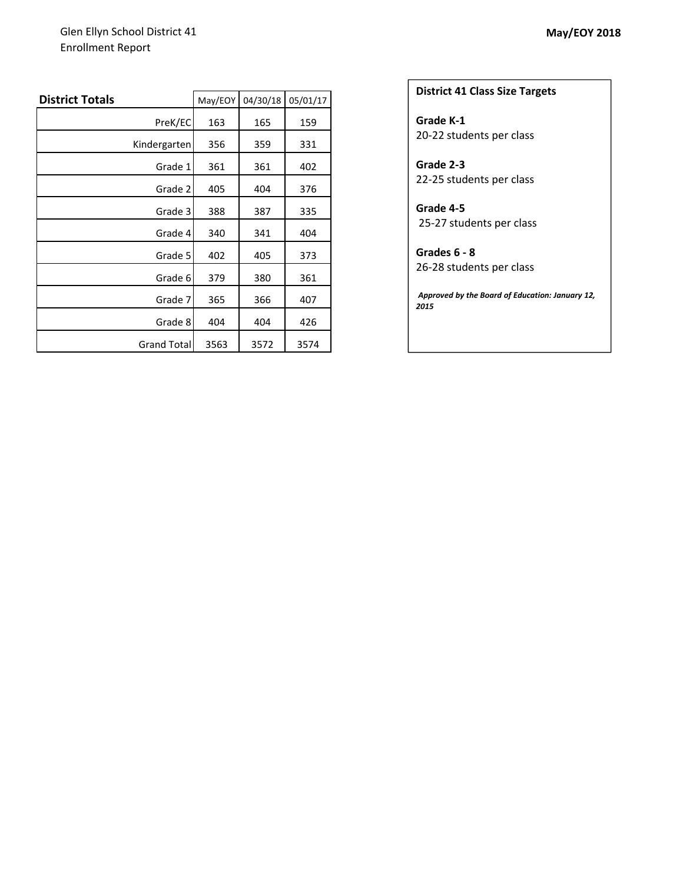Glen Ellyn School District 41
Enrollment Report

**May/EOY 2018**

| District Totals | May/EOY | 04/30/18 | 05/01/17 |
|---|---|---|---|
| PreK/EC | 163 | 165 | 159 |
| Kindergarten | 356 | 359 | 331 |
| Grade 1 | 361 | 361 | 402 |
| Grade 2 | 405 | 404 | 376 |
| Grade 3 | 388 | 387 | 335 |
| Grade 4 | 340 | 341 | 404 |
| Grade 5 | 402 | 405 | 373 |
| Grade 6 | 379 | 380 | 361 |
| Grade 7 | 365 | 366 | 407 |
| Grade 8 | 404 | 404 | 426 |
| Grand Total | 3563 | 3572 | 3574 |

**District 41 Class Size Targets**

**Grade K-1**
20-22 students per class

**Grade 2-3**
22-25 students per class

**Grade 4-5**
25-27 students per class

**Grades 6 - 8**
26-28 students per class

***Approved by the Board of Education: January 12, 2015***